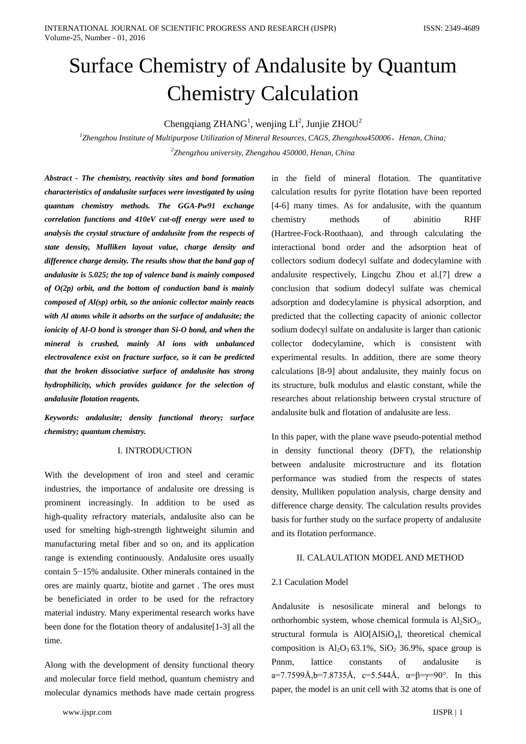# Surface Chemistry of Andalusite by Quantum Chemistry Calculation

Chengqiang ZHANG[1], wenjing LI[2], Junjie ZHOU[2]

[1]*Zhengzhou Institute of Multipurpose Utilization of Mineral Resources, CAGS, Zhengzhou450006，Henan, China;*

[2]*Zhengzhou university, Zhengzhou 450000, Henan, China*

***Abstract - The chemistry, reactivity sites and bond formation characteristics of andalusite surfaces were investigated by using quantum chemistry methods. The GGA-Pw91 exchange correlation functions and 410eV cut-off energy were used to analysis the crystal structure of andalusite from the respects of state density, Mulliken layout value, charge density and difference charge density. The results show that the band gap of andalusite is 5.025; the top of valence band is mainly composed of O(2p) orbit, and the bottom of conduction band is mainly composed of Al(sp) orbit, so the anionic collector mainly reacts with Al atoms while it adsorbs on the surface of andalusite; the ionicity of Al-O bond is stronger than Si-O bond, and when the mineral is crushed, mainly Al ions with unbalanced electrovalence exist on fracture surface, so it can be predicted that the broken dissociative surface of andalusite has strong hydrophilicity, which provides guidance for the selection of andalusite flotation reagents.***

***Keywords: andalusite; density functional theory; surface chemistry; quantum chemistry.***

## I. INTRODUCTION

With the development of iron and steel and ceramic industries, the importance of andalusite ore dressing is prominent increasingly. In addition to be used as high-quality refractory materials, andalusite also can be used for smelting high-strength lightweight silumin and manufacturing metal fiber and so on, and its application range is extending continuously. Andalusite ores usually contain 5−15% andalusite. Other minerals contained in the ores are mainly quartz, biotite and garnet . The ores must be beneficiated in order to be used for the refractory material industry. Many experimental research works have been done for the flotation theory of andalusite[1-3] all the time.

Along with the development of density functional theory and molecular force field method, quantum chemistry and molecular dynamics methods have made certain progress in the field of mineral flotation. The quantitative calculation results for pyrite flotation have been reported [4-6] many times. As for andalusite, with the quantum chemistry methods of abinitio RHF (Hartree-Fock-Roothaan), and through calculating the interactional bond order and the adsorption heat of collectors sodium dodecyl sulfate and dodecylamine with andalusite respectively, Lingchu Zhou et al.[7] drew a conclusion that sodium dodecyl sulfate was chemical adsorption and dodecylamine is physical adsorption, and predicted that the collecting capacity of anionic collector sodium dodecyl sulfate on andalusite is larger than cationic collector dodecylamine, which is consistent with experimental results. In addition, there are some theory calculations [8-9] about andalusite, they mainly focus on its structure, bulk modulus and elastic constant, while the researches about relationship between crystal structure of andalusite bulk and flotation of andalusite are less.

In this paper, with the plane wave pseudo-potential method in density functional theory (DFT), the relationship between andalusite microstructure and its flotation performance was studied from the respects of states density, Mulliken population analysis, charge density and difference charge density. The calculation results provides basis for further study on the surface property of andalusite and its flotation performance.

## II. CALAULATION MODEL AND METHOD

### 2.1 Caculation Model

Andalusite is nesosilicate mineral and belongs to orthorhombic system, whose chemical formula is $Al_2SiO_5$, structural formula is $AlO[AlSiO_4]$, theoretical chemical composition is $Al_2O_3$ 63.1%, $SiO_2$ 36.9%, space group is Pnnm, lattice constants of andalusite is a=7.7599Å,b=7.8735Å, c=5.544Å, α=β=γ=90°. In this paper, the model is an unit cell with 32 atoms that is one of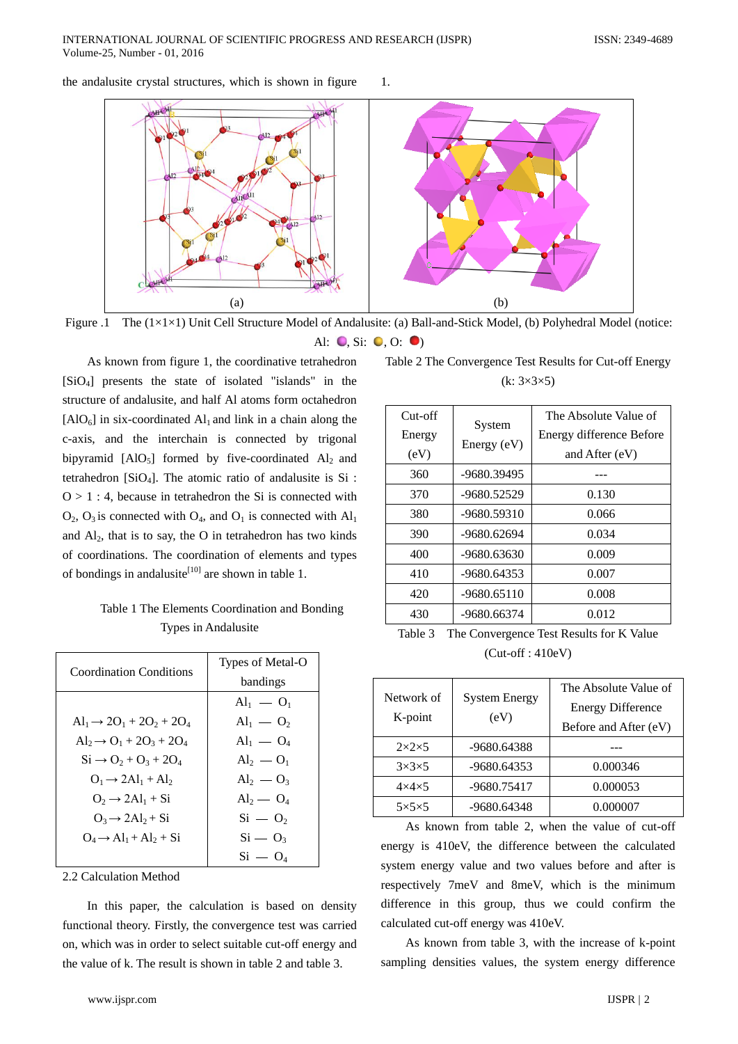the andalusite crystal structures, which is shown in figure 1.

Figure .1 The (1×1×1) Unit Cell Structure Model of Andalusite: (a) Ball-and-Stick Model, (b) Polyhedral Model (notice: Al: ●, Si: ●, O: ●)

As known from figure 1, the coordinative tetrahedron [$SiO_4$] presents the state of isolated "islands" in the structure of andalusite, and half Al atoms form octahedron [$AlO_6$] in six-coordinated $Al_1$ and link in a chain along the c-axis, and the interchain is connected by trigonal bipyramid [$AlO_5$] formed by five-coordinated $Al_2$ and tetrahedron [$SiO_4$]. The atomic ratio of andalusite is Si : O > 1 : 4, because in tetrahedron the Si is connected with $O_2$, $O_3$ is connected with $O_4$, and $O_1$ is connected with $Al_1$ and $Al_2$, that is to say, the O in tetrahedron has two kinds of coordinations. The coordination of elements and types of bondings in andalusite[10] are shown in table 1.

Table 1 The Elements Coordination and Bonding Types in Andalusite

| Coordination Conditions | Types of Metal-O bandings |
|---|---|
| $Al_1 \rightarrow 2O_1 + 2O_2 + 2O_4$ | $Al_1$ — $O_1$ |
| $Al_2 \rightarrow O_1 + 2O_3 + 2O_4$ | $Al_1$ — $O_2$ |
| $Si \rightarrow O_2 + O_3 + 2O_4$ | $Al_1$ — $O_4$ |
| $O_1 \rightarrow 2Al_1 + Al_2$ | $Al_2$ — $O_1$ |
| $O_2 \rightarrow 2Al_1 + Si$ | $Al_2$ — $O_3$ |
| $O_3 \rightarrow 2Al_2 + Si$ | $Al_2$ — $O_4$ |
| $O_4 \rightarrow Al_1 + Al_2 + Si$ | Si — $O_2$ |
| | Si — $O_3$ |
| | Si — $O_4$ |

2.2 Calculation Method

In this paper, the calculation is based on density functional theory. Firstly, the convergence test was carried on, which was in order to select suitable cut-off energy and the value of k. The result is shown in table 2 and table 3.

Table 2 The Convergence Test Results for Cut-off Energy (k: 3×3×5)

| Cut-off Energy (eV) | System Energy (eV) | The Absolute Value of Energy difference Before and After (eV) |
|---|---|---|
| 360 | -9680.39495 | --- |
| 370 | -9680.52529 | 0.130 |
| 380 | -9680.59310 | 0.066 |
| 390 | -9680.62694 | 0.034 |
| 400 | -9680.63630 | 0.009 |
| 410 | -9680.64353 | 0.007 |
| 420 | -9680.65110 | 0.008 |
| 430 | -9680.66374 | 0.012 |

Table 3 The Convergence Test Results for K Value (Cut-off : 410eV)

| Network of K-point | System Energy (eV) | The Absolute Value of Energy Difference Before and After (eV) |
|---|---|---|
| 2×2×5 | -9680.64388 | --- |
| 3×3×5 | -9680.64353 | 0.000346 |
| 4×4×5 | -9680.75417 | 0.000053 |
| 5×5×5 | -9680.64348 | 0.000007 |

As known from table 2, when the value of cut-off energy is 410eV, the difference between the calculated system energy value and two values before and after is respectively 7meV and 8meV, which is the minimum difference in this group, thus we could confirm the calculated cut-off energy was 410eV.

As known from table 3, with the increase of k-point sampling densities values, the system energy difference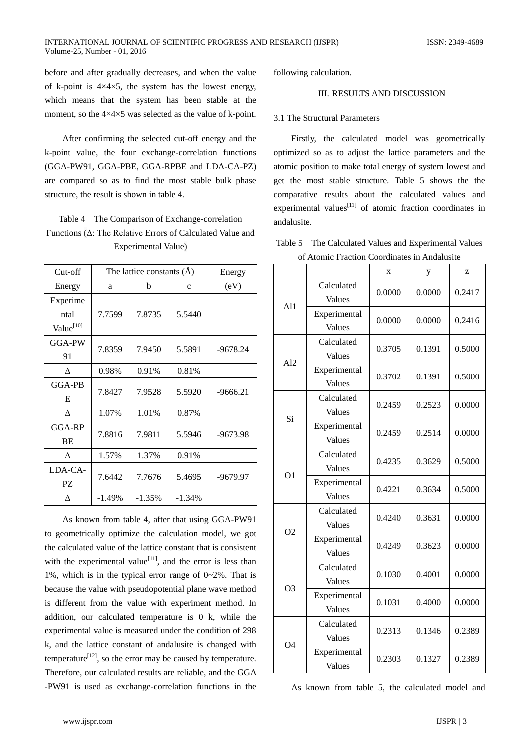before and after gradually decreases, and when the value of k-point is 4×4×5, the system has the lowest energy, which means that the system has been stable at the moment, so the 4×4×5 was selected as the value of k-point.

After confirming the selected cut-off energy and the k-point value, the four exchange-correlation functions (GGA-PW91, GGA-PBE, GGA-RPBE and LDA-CA-PZ) are compared so as to find the most stable bulk phase structure, the result is shown in table 4.

Table 4 The Comparison of Exchange-correlation Functions (Δ: The Relative Errors of Calculated Value and Experimental Value)

| Cut-off Energy | The lattice constants (Å) | | | Energy (eV) |
|---|---|---|---|---|
| | a | b | c | |
| Experimental Value[10] | 7.7599 | 7.8735 | 5.5440 | |
| GGA-PW91 | 7.8359 | 7.9450 | 5.5891 | -9678.24 |
| Δ | 0.98% | 0.91% | 0.81% | |
| GGA-PBE | 7.8427 | 7.9528 | 5.5920 | -9666.21 |
| Δ | 1.07% | 1.01% | 0.87% | |
| GGA-RPBE | 7.8816 | 7.9811 | 5.5946 | -9673.98 |
| Δ | 1.57% | 1.37% | 0.91% | |
| LDA-CA-PZ | 7.6442 | 7.7676 | 5.4695 | -9679.97 |
| Δ | -1.49% | -1.35% | -1.34% | |

As known from table 4, after that using GGA-PW91 to geometrically optimize the calculation model, we got the calculated value of the lattice constant that is consistent with the experimental value[11], and the error is less than 1%, which is in the typical error range of 0~2%. That is because the value with pseudopotential plane wave method is different from the value with experiment method. In addition, our calculated temperature is 0 k, while the experimental value is measured under the condition of 298 k, and the lattice constant of andalusite is changed with temperature[12], so the error may be caused by temperature. Therefore, our calculated results are reliable, and the GGA -PW91 is used as exchange-correlation functions in the following calculation.

## III. RESULTS AND DISCUSSION

### 3.1 The Structural Parameters

Firstly, the calculated model was geometrically optimized so as to adjust the lattice parameters and the atomic position to make total energy of system lowest and get the most stable structure. Table 5 shows the the comparative results about the calculated values and experimental values[11] of atomic fraction coordinates in andalusite.

Table 5 The Calculated Values and Experimental Values of Atomic Fraction Coordinates in Andalusite

| | | x | y | z |
|---|---|---|---|---|
| Al1 | Calculated Values | 0.0000 | 0.0000 | 0.2417 |
| | Experimental Values | 0.0000 | 0.0000 | 0.2416 |
| Al2 | Calculated Values | 0.3705 | 0.1391 | 0.5000 |
| | Experimental Values | 0.3702 | 0.1391 | 0.5000 |
| Si | Calculated Values | 0.2459 | 0.2523 | 0.0000 |
| | Experimental Values | 0.2459 | 0.2514 | 0.0000 |
| O1 | Calculated Values | 0.4235 | 0.3629 | 0.5000 |
| | Experimental Values | 0.4221 | 0.3634 | 0.5000 |
| O2 | Calculated Values | 0.4240 | 0.3631 | 0.0000 |
| | Experimental Values | 0.4249 | 0.3623 | 0.0000 |
| O3 | Calculated Values | 0.1030 | 0.4001 | 0.0000 |
| | Experimental Values | 0.1031 | 0.4000 | 0.0000 |
| O4 | Calculated Values | 0.2313 | 0.1346 | 0.2389 |
| | Experimental Values | 0.2303 | 0.1327 | 0.2389 |

As known from table 5, the calculated model and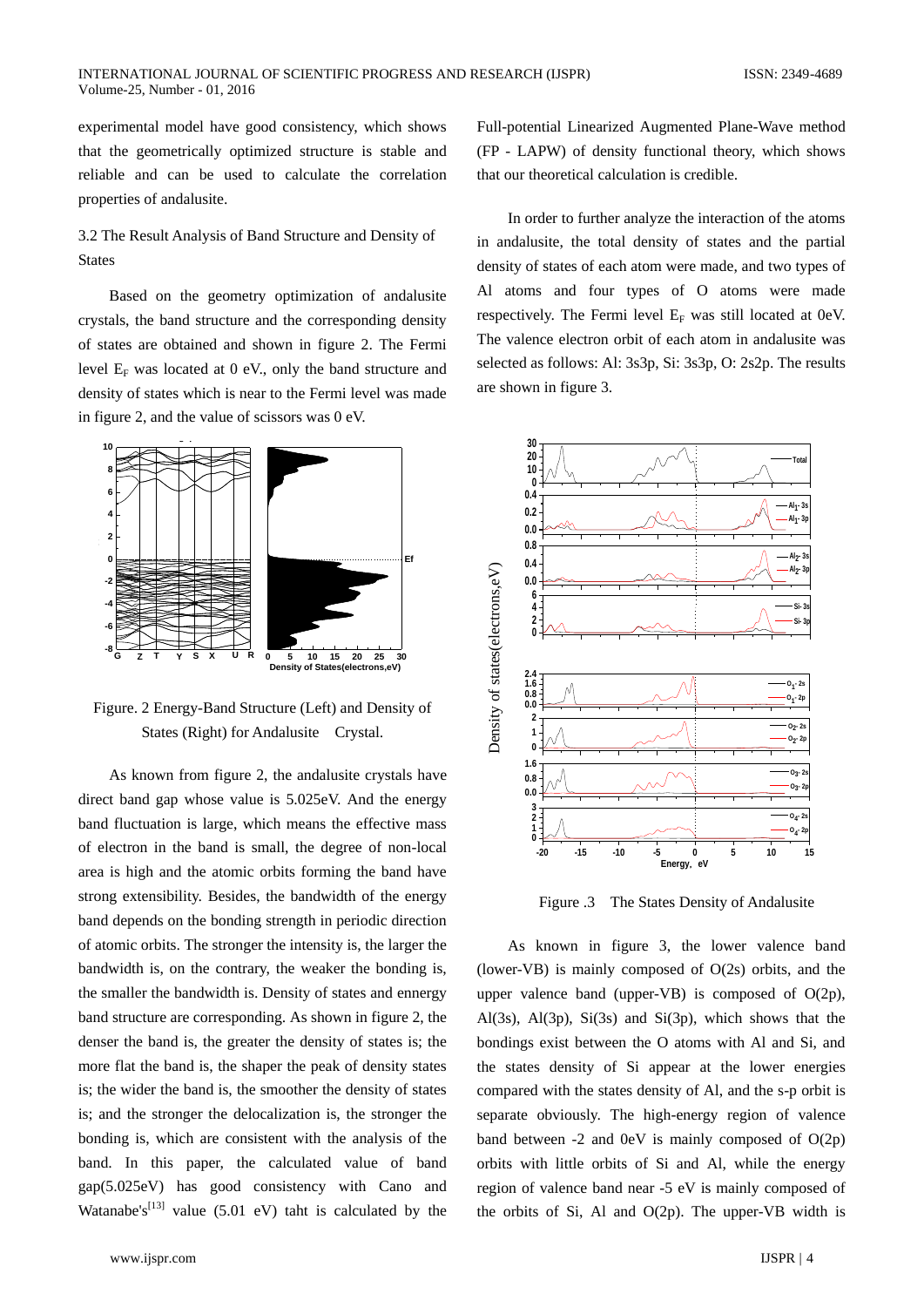experimental model have good consistency, which shows that the geometrically optimized structure is stable and reliable and can be used to calculate the correlation properties of andalusite.

### 3.2 The Result Analysis of Band Structure and Density of States

Based on the geometry optimization of andalusite crystals, the band structure and the corresponding density of states are obtained and shown in figure 2. The Fermi level $E_F$ was located at 0 eV., only the band structure and density of states which is near to the Fermi level was made in figure 2, and the value of scissors was 0 eV.

Figure. 2 Energy-Band Structure (Left) and Density of States (Right) for Andalusite Crystal.

As known from figure 2, the andalusite crystals have direct band gap whose value is 5.025eV. And the energy band fluctuation is large, which means the effective mass of electron in the band is small, the degree of non-local area is high and the atomic orbits forming the band have strong extensibility. Besides, the bandwidth of the energy band depends on the bonding strength in periodic direction of atomic orbits. The stronger the intensity is, the larger the bandwidth is, on the contrary, the weaker the bonding is, the smaller the bandwidth is. Density of states and ennergy band structure are corresponding. As shown in figure 2, the denser the band is, the greater the density of states is; the more flat the band is, the shaper the peak of density states is; the wider the band is, the smoother the density of states is; and the stronger the delocalization is, the stronger the bonding is, which are consistent with the analysis of the band. In this paper, the calculated value of band gap(5.025eV) has good consistency with Cano and Watanabe's[13] value (5.01 eV) taht is calculated by the Full-potential Linearized Augmented Plane-Wave method (FP - LAPW) of density functional theory, which shows that our theoretical calculation is credible.

In order to further analyze the interaction of the atoms in andalusite, the total density of states and the partial density of states of each atom were made, and two types of Al atoms and four types of O atoms were made respectively. The Fermi level $E_F$ was still located at 0eV. The valence electron orbit of each atom in andalusite was selected as follows: Al: 3s3p, Si: 3s3p, O: 2s2p. The results are shown in figure 3.

Figure .3 The States Density of Andalusite

As known in figure 3, the lower valence band (lower-VB) is mainly composed of O(2s) orbits, and the upper valence band (upper-VB) is composed of O(2p), Al(3s), Al(3p), Si(3s) and Si(3p), which shows that the bondings exist between the O atoms with Al and Si, and the states density of Si appear at the lower energies compared with the states density of Al, and the s-p orbit is separate obviously. The high-energy region of valence band between -2 and 0eV is mainly composed of O(2p) orbits with little orbits of Si and Al, while the energy region of valence band near -5 eV is mainly composed of the orbits of Si, Al and O(2p). The upper-VB width is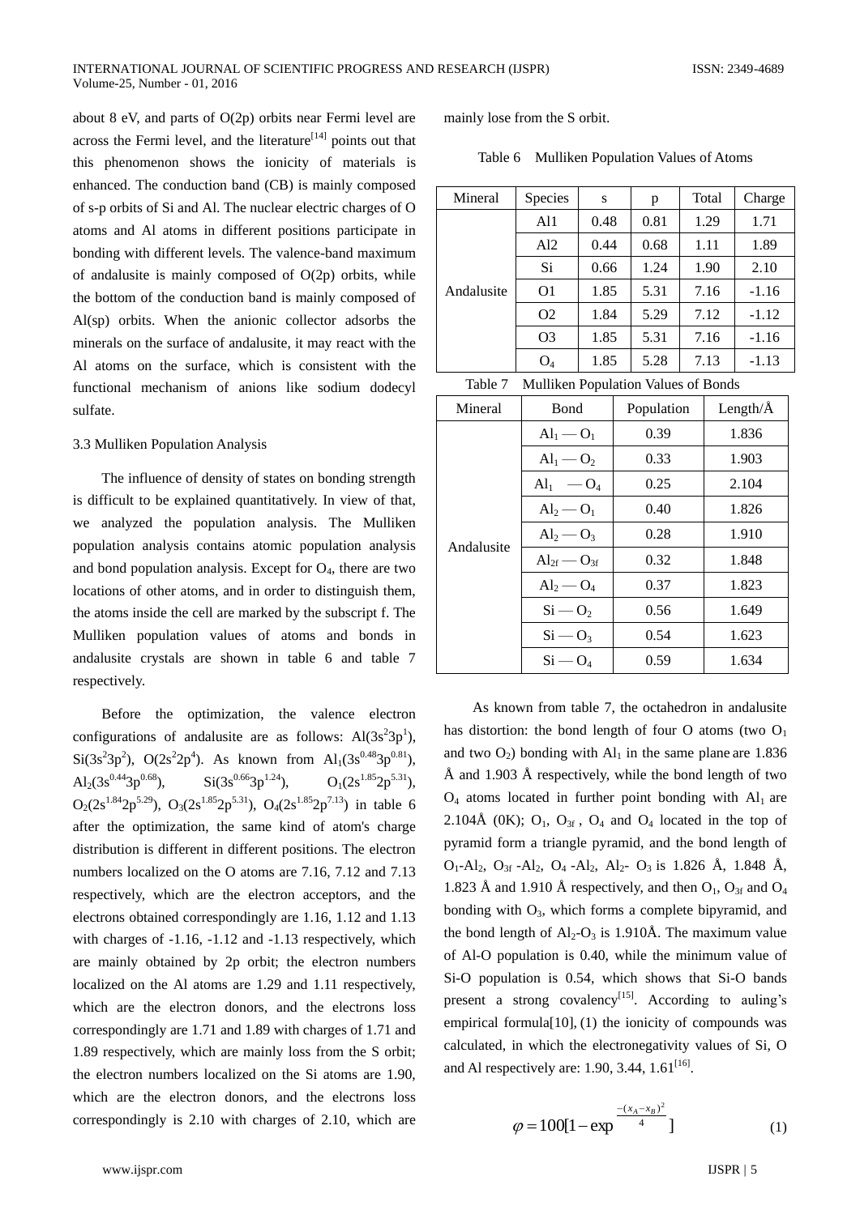about 8 eV, and parts of O(2p) orbits near Fermi level are across the Fermi level, and the literature[14] points out that this phenomenon shows the ionicity of materials is enhanced. The conduction band (CB) is mainly composed of s-p orbits of Si and Al. The nuclear electric charges of O atoms and Al atoms in different positions participate in bonding with different levels. The valence-band maximum of andalusite is mainly composed of O(2p) orbits, while the bottom of the conduction band is mainly composed of Al(sp) orbits. When the anionic collector adsorbs the minerals on the surface of andalusite, it may react with the Al atoms on the surface, which is consistent with the functional mechanism of anions like sodium dodecyl sulfate.

### 3.3 Mulliken Population Analysis

The influence of density of states on bonding strength is difficult to be explained quantitatively. In view of that, we analyzed the population analysis. The Mulliken population analysis contains atomic population analysis and bond population analysis. Except for $O_4$, there are two locations of other atoms, and in order to distinguish them, the atoms inside the cell are marked by the subscript f. The Mulliken population values of atoms and bonds in andalusite crystals are shown in table 6 and table 7 respectively.

Before the optimization, the valence electron configurations of andalusite are as follows: $Al(3s^2 3p^1)$, $Si(3s^2 3p^2)$, $O(2s^2 2p^4)$. As known from $Al_1(3s^{0.48} 3p^{0.81})$, $Al_2(3s^{0.44} 3p^{0.68})$, $Si(3s^{0.66} 3p^{1.24})$, $O_1(2s^{1.85} 2p^{5.31})$, $O_2(2s^{1.84} 2p^{5.29})$, $O_3(2s^{1.85} 2p^{5.31})$, $O_4(2s^{1.85} 2p^{7.13})$ in table 6 after the optimization, the same kind of atom's charge distribution is different in different positions. The electron numbers localized on the O atoms are 7.16, 7.12 and 7.13 respectively, which are the electron acceptors, and the electrons obtained correspondingly are 1.16, 1.12 and 1.13 with charges of -1.16, -1.12 and -1.13 respectively, which are mainly obtained by 2p orbit; the electron numbers localized on the Al atoms are 1.29 and 1.11 respectively, which are the electron donors, and the electrons loss correspondingly are 1.71 and 1.89 with charges of 1.71 and 1.89 respectively, which are mainly loss from the S orbit; the electron numbers localized on the Si atoms are 1.90, which are the electron donors, and the electrons loss correspondingly is 2.10 with charges of 2.10, which are mainly lose from the S orbit.

Table 6 Mulliken Population Values of Atoms

| Mineral | Species | s | p | Total | Charge |
|---|---|---|---|---|---|
| Andalusite | Al1 | 0.48 | 0.81 | 1.29 | 1.71 |
| | Al2 | 0.44 | 0.68 | 1.11 | 1.89 |
| | Si | 0.66 | 1.24 | 1.90 | 2.10 |
| | O1 | 1.85 | 5.31 | 7.16 | -1.16 |
| | O2 | 1.84 | 5.29 | 7.12 | -1.12 |
| | O3 | 1.85 | 5.31 | 7.16 | -1.16 |
| | $O_4$ | 1.85 | 5.28 | 7.13 | -1.13 |

Table 7 Mulliken Population Values of Bonds

| Mineral | Bond | Population | Length/Å |
|---|---|---|---|
| Andalusite | $Al_1 — O_1$ | 0.39 | 1.836 |
| | $Al_1 — O_2$ | 0.33 | 1.903 |
| | $Al_1 — O_4$ | 0.25 | 2.104 |
| | $Al_2 — O_1$ | 0.40 | 1.826 |
| | $Al_2 — O_3$ | 0.28 | 1.910 |
| | $Al_{2f} — O_{3f}$ | 0.32 | 1.848 |
| | $Al_2 — O_4$ | 0.37 | 1.823 |
| | $Si — O_2$ | 0.56 | 1.649 |
| | $Si — O_3$ | 0.54 | 1.623 |
| | $Si — O_4$ | 0.59 | 1.634 |

As known from table 7, the octahedron in andalusite has distortion: the bond length of four O atoms (two $O_1$ and two $O_2$) bonding with $Al_1$ in the same plane are 1.836 Å and 1.903 Å respectively, while the bond length of two $O_4$ atoms located in further point bonding with $Al_1$ are 2.104Å (0K); $O_1$, $O_{3f}$, $O_4$ and $O_4$ located in the top of pyramid form a triangle pyramid, and the bond length of $O_1$-$Al_2$, $O_{3f}$-$Al_2$, $O_4$-$Al_2$, $Al_2$-$O_3$ is 1.826 Å, 1.848 Å, 1.823 Å and 1.910 Å respectively, and then $O_1$, $O_{3f}$ and $O_4$ bonding with $O_3$, which forms a complete bipyramid, and the bond length of $Al_2$-$O_3$ is 1.910Å. The maximum value of Al-O population is 0.40, while the minimum value of Si-O population is 0.54, which shows that Si-O bands present a strong covalency[15]. According to auling's empirical formula[10], (1) the ionicity of compounds was calculated, in which the electronegativity values of Si, O and Al respectively are: 1.90, 3.44, 1.61[16].

$$\varphi = 100[1 - \exp^{\frac{-(x_A - x_B)^2}{4}}] \tag{1}$$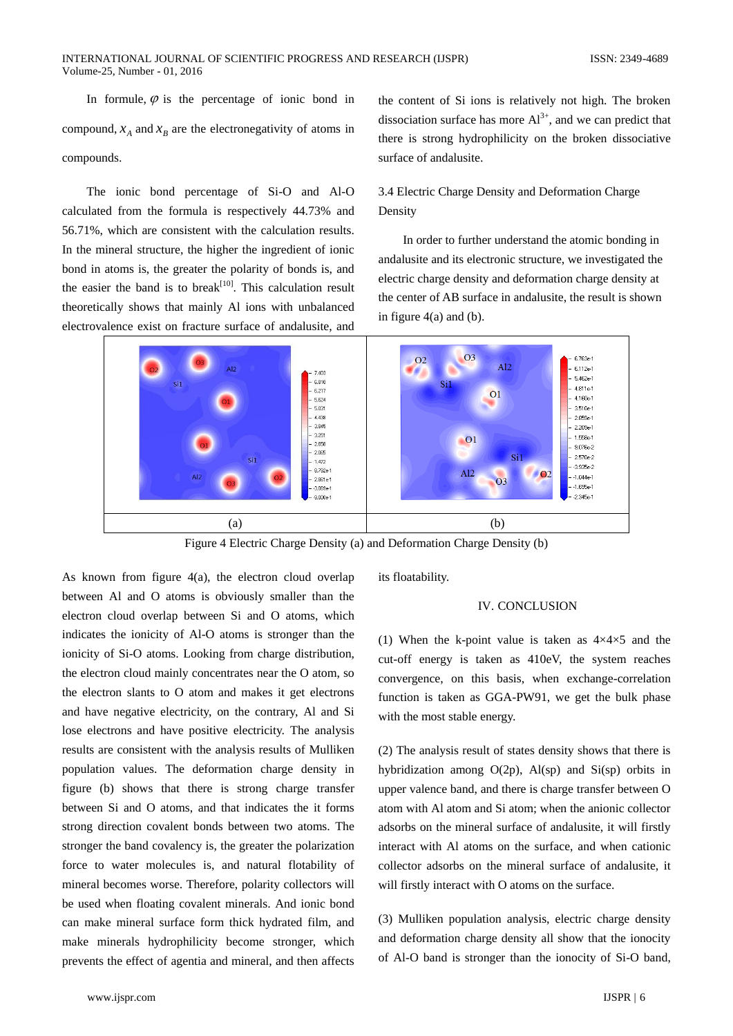In formule, $\varphi$ is the percentage of ionic bond in compound, $x_A$ and $x_B$ are the electronegativity of atoms in compounds.

The ionic bond percentage of Si-O and Al-O calculated from the formula is respectively 44.73% and 56.71%, which are consistent with the calculation results. In the mineral structure, the higher the ingredient of ionic bond in atoms is, the greater the polarity of bonds is, and the easier the band is to break[10]. This calculation result theoretically shows that mainly Al ions with unbalanced electrovalence exist on fracture surface of andalusite, and the content of Si ions is relatively not high. The broken dissociation surface has more $Al^{3+}$, and we can predict that there is strong hydrophilicity on the broken dissociative surface of andalusite.

### 3.4 Electric Charge Density and Deformation Charge Density

In order to further understand the atomic bonding in andalusite and its electronic structure, we investigated the electric charge density and deformation charge density at the center of AB surface in andalusite, the result is shown in figure 4(a) and (b).

| (a) | (b) |
|---|---|

Figure 4 Electric Charge Density (a) and Deformation Charge Density (b)

As known from figure 4(a), the electron cloud overlap between Al and O atoms is obviously smaller than the electron cloud overlap between Si and O atoms, which indicates the ionicity of Al-O atoms is stronger than the ionicity of Si-O atoms. Looking from charge distribution, the electron cloud mainly concentrates near the O atom, so the electron slants to O atom and makes it get electrons and have negative electricity, on the contrary, Al and Si lose electrons and have positive electricity. The analysis results are consistent with the analysis results of Mulliken population values. The deformation charge density in figure (b) shows that there is strong charge transfer between Si and O atoms, and that indicates the it forms strong direction covalent bonds between two atoms. The stronger the band covalency is, the greater the polarization force to water molecules is, and natural flotability of mineral becomes worse. Therefore, polarity collectors will be used when floating covalent minerals. And ionic bond can make mineral surface form thick hydrated film, and make minerals hydrophilicity become stronger, which prevents the effect of agentia and mineral, and then affects its floatability.

## IV. CONCLUSION

(1) When the k-point value is taken as 4×4×5 and the cut-off energy is taken as 410eV, the system reaches convergence, on this basis, when exchange-correlation function is taken as GGA-PW91, we get the bulk phase with the most stable energy.

(2) The analysis result of states density shows that there is hybridization among O(2p), Al(sp) and Si(sp) orbits in upper valence band, and there is charge transfer between O atom with Al atom and Si atom; when the anionic collector adsorbs on the mineral surface of andalusite, it will firstly interact with Al atoms on the surface, and when cationic collector adsorbs on the mineral surface of andalusite, it will firstly interact with O atoms on the surface.

(3) Mulliken population analysis, electric charge density and deformation charge density all show that the ionocity of Al-O band is stronger than the ionocity of Si-O band,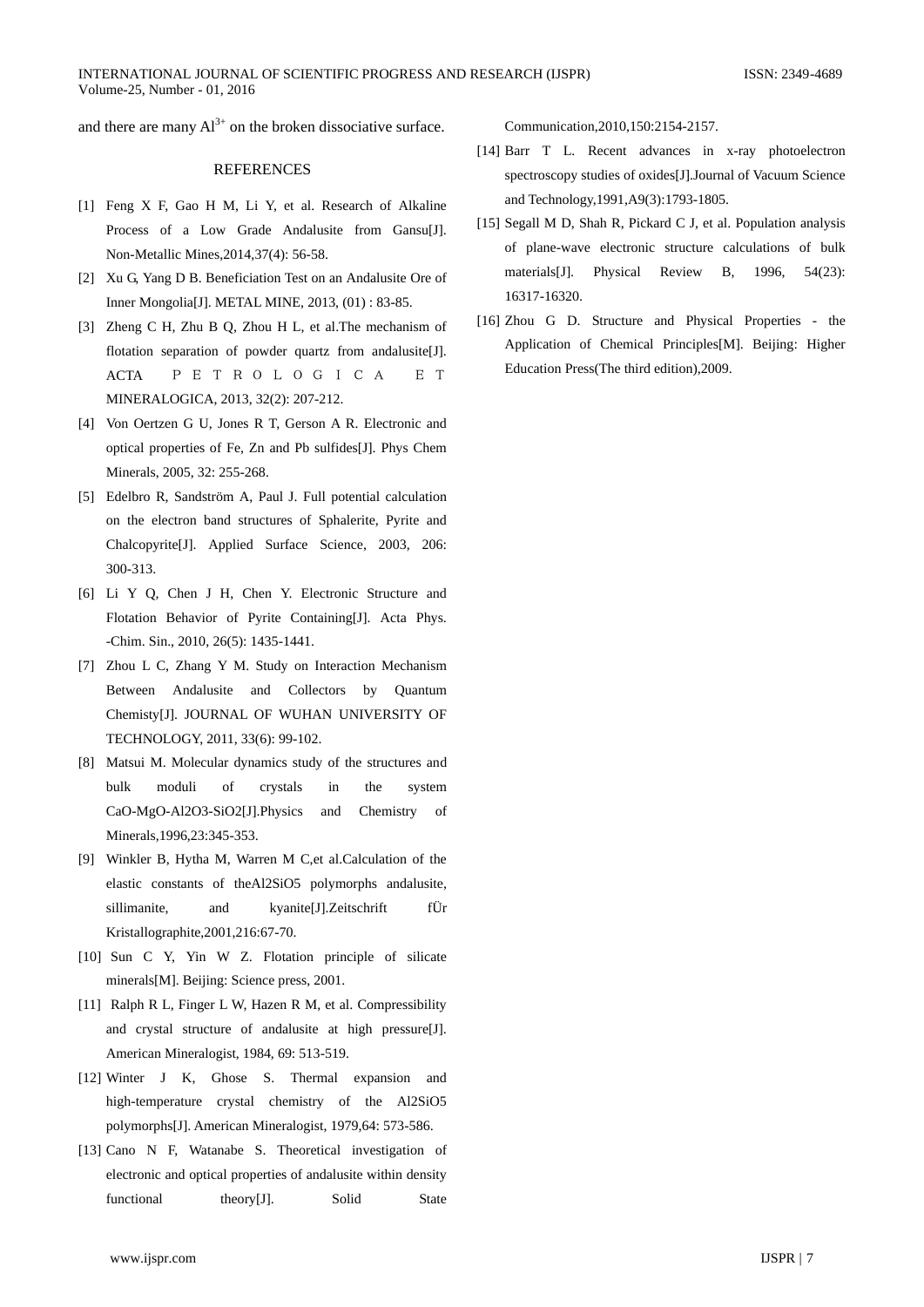and there are many $Al^{3+}$ on the broken dissociative surface.

## REFERENCES

[1] Feng X F, Gao H M, Li Y, et al. Research of Alkaline Process of a Low Grade Andalusite from Gansu[J]. Non-Metallic Mines,2014,37(4): 56-58.

[2] Xu G, Yang D B. Beneficiation Test on an Andalusite Ore of Inner Mongolia[J]. METAL MINE, 2013, (01) : 83-85.

[3] Zheng C H, Zhu B Q, Zhou H L, et al.The mechanism of flotation separation of powder quartz from andalusite[J]. ACTA PETROLOGICA ET MINERALOGICA, 2013, 32(2): 207-212.

[4] Von Oertzen G U, Jones R T, Gerson A R. Electronic and optical properties of Fe, Zn and Pb sulfides[J]. Phys Chem Minerals, 2005, 32: 255-268.

[5] Edelbro R, Sandström A, Paul J. Full potential calculation on the electron band structures of Sphalerite, Pyrite and Chalcopyrite[J]. Applied Surface Science, 2003, 206: 300-313.

[6] Li Y Q, Chen J H, Chen Y. Electronic Structure and Flotation Behavior of Pyrite Containing[J]. Acta Phys. -Chim. Sin., 2010, 26(5): 1435-1441.

[7] Zhou L C, Zhang Y M. Study on Interaction Mechanism Between Andalusite and Collectors by Quantum Chemisty[J]. JOURNAL OF WUHAN UNIVERSITY OF TECHNOLOGY, 2011, 33(6): 99-102.

[8] Matsui M. Molecular dynamics study of the structures and bulk moduli of crystals in the system CaO-MgO-Al2O3-SiO2[J].Physics and Chemistry of Minerals,1996,23:345-353.

[9] Winkler B, Hytha M, Warren M C,et al.Calculation of the elastic constants of theAl2SiO5 polymorphs andalusite, sillimanite, and kyanite[J].Zeitschrift fÜr Kristallographite,2001,216:67-70.

[10] Sun C Y, Yin W Z. Flotation principle of silicate minerals[M]. Beijing: Science press, 2001.

[11] Ralph R L, Finger L W, Hazen R M, et al. Compressibility and crystal structure of andalusite at high pressure[J]. American Mineralogist, 1984, 69: 513-519.

[12] Winter J K, Ghose S. Thermal expansion and high-temperature crystal chemistry of the Al2SiO5 polymorphs[J]. American Mineralogist, 1979,64: 573-586.

[13] Cano N F, Watanabe S. Theoretical investigation of electronic and optical properties of andalusite within density functional theory[J]. Solid State Communication,2010,150:2154-2157.

[14] Barr T L. Recent advances in x-ray photoelectron spectroscopy studies of oxides[J].Journal of Vacuum Science and Technology,1991,A9(3):1793-1805.

[15] Segall M D, Shah R, Pickard C J, et al. Population analysis of plane-wave electronic structure calculations of bulk materials[J]. Physical Review B, 1996, 54(23): 16317-16320.

[16] Zhou G D. Structure and Physical Properties - the Application of Chemical Principles[M]. Beijing: Higher Education Press(The third edition),2009.